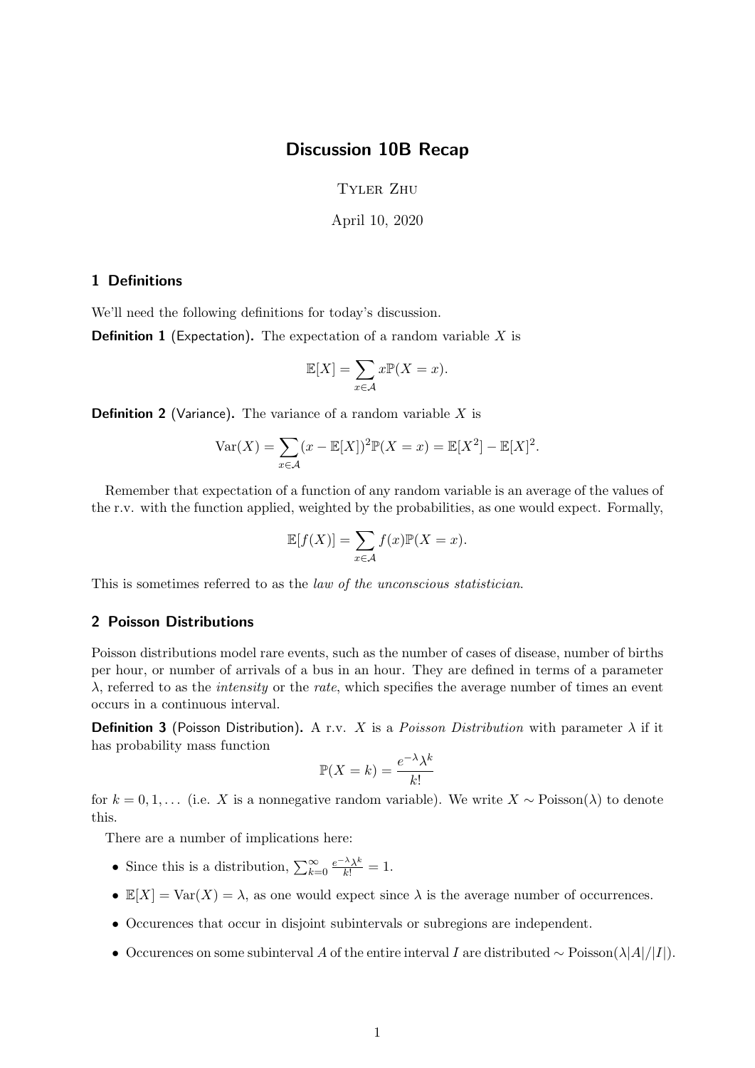# Discussion 10B Recap

Tyler Zhu

April 10, 2020

## 1 Definitions

We'll need the following definitions for today's discussion.

**Definition 1** (Expectation)**.** The expectation of a random variable $X$ is

$$\mathbb{E}[X] = \sum_{x \in \mathcal{A}} x \mathbb{P}(X = x).$$

**Definition 2** (Variance)**.** The variance of a random variable $X$ is

$$\mathrm{Var}(X) = \sum_{x \in \mathcal{A}} (x - \mathbb{E}[X])^2 \mathbb{P}(X = x) = \mathbb{E}[X^2] - \mathbb{E}[X]^2.$$

Remember that expectation of a function of any random variable is an average of the values of the r.v. with the function applied, weighted by the probabilities, as one would expect. Formally,

$$\mathbb{E}[f(X)] = \sum_{x \in \mathcal{A}} f(x) \mathbb{P}(X = x).$$

This is sometimes referred to as the *law of the unconscious statistician*.

## 2 Poisson Distributions

Poisson distributions model rare events, such as the number of cases of disease, number of births per hour, or number of arrivals of a bus in an hour. They are defined in terms of a parameter $\lambda$, referred to as the *intensity* or the *rate*, which specifies the average number of times an event occurs in a continuous interval.

**Definition 3** (Poisson Distribution)**.** A r.v. $X$ is a *Poisson Distribution* with parameter $\lambda$ if it has probability mass function

$$\mathbb{P}(X = k) = \frac{e^{-\lambda} \lambda^k}{k!}$$

for $k = 0, 1, \ldots$ (i.e. $X$ is a nonnegative random variable). We write $X \sim \mathrm{Poisson}(\lambda)$ to denote this.

There are a number of implications here:

- Since this is a distribution, $\sum_{k=0}^{\infty} \frac{e^{-\lambda} \lambda^k}{k!} = 1$.
- $\mathbb{E}[X] = \mathrm{Var}(X) = \lambda$, as one would expect since $\lambda$ is the average number of occurrences.
- Occurences that occur in disjoint subintervals or subregions are independent.
- Occurences on some subinterval $A$ of the entire interval $I$ are distributed $\sim \mathrm{Poisson}(\lambda |A| / |I|)$.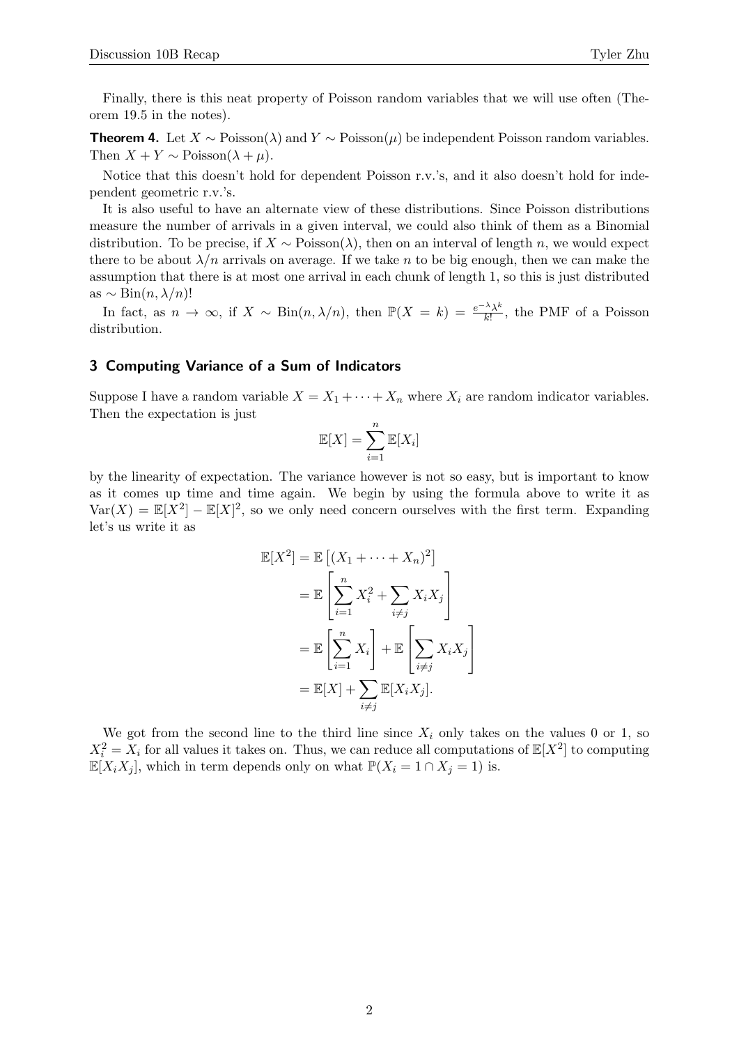Finally, there is this neat property of Poisson random variables that we will use often (Theorem 19.5 in the notes).

**Theorem 4.** Let $X \sim \text{Poisson}(\lambda)$ and $Y \sim \text{Poisson}(\mu)$ be independent Poisson random variables. Then $X + Y \sim \text{Poisson}(\lambda + \mu)$.

Notice that this doesn't hold for dependent Poisson r.v.'s, and it also doesn't hold for independent geometric r.v.'s.

It is also useful to have an alternate view of these distributions. Since Poisson distributions measure the number of arrivals in a given interval, we could also think of them as a Binomial distribution. To be precise, if $X \sim \text{Poisson}(\lambda)$, then on an interval of length $n$, we would expect there to be about $\lambda/n$ arrivals on average. If we take $n$ to be big enough, then we can make the assumption that there is at most one arrival in each chunk of length 1, so this is just distributed as $\sim \text{Bin}(n, \lambda/n)$!

In fact, as $n \to \infty$, if $X \sim \text{Bin}(n, \lambda/n)$, then $\mathbb{P}(X = k) = \frac{e^{-\lambda}\lambda^k}{k!}$, the PMF of a Poisson distribution.

## 3 Computing Variance of a Sum of Indicators

Suppose I have a random variable $X = X_1 + \cdots + X_n$ where $X_i$ are random indicator variables. Then the expectation is just

$$\mathbb{E}[X] = \sum_{i=1}^{n} \mathbb{E}[X_i]$$

by the linearity of expectation. The variance however is not so easy, but is important to know as it comes up time and time again. We begin by using the formula above to write it as $\text{Var}(X) = \mathbb{E}[X^2] - \mathbb{E}[X]^2$, so we only need concern ourselves with the first term. Expanding let's us write it as

$$\begin{aligned}
\mathbb{E}[X^2] &= \mathbb{E}\left[(X_1 + \cdots + X_n)^2\right] \\
&= \mathbb{E}\left[\sum_{i=1}^{n} X_i^2 + \sum_{i \neq j} X_i X_j\right] \\
&= \mathbb{E}\left[\sum_{i=1}^{n} X_i\right] + \mathbb{E}\left[\sum_{i \neq j} X_i X_j\right] \\
&= \mathbb{E}[X] + \sum_{i \neq j} \mathbb{E}[X_i X_j].
\end{aligned}$$

We got from the second line to the third line since $X_i$ only takes on the values 0 or 1, so $X_i^2 = X_i$ for all values it takes on. Thus, we can reduce all computations of $\mathbb{E}[X^2]$ to computing $\mathbb{E}[X_i X_j]$, which in term depends only on what $\mathbb{P}(X_i = 1 \cap X_j = 1)$ is.